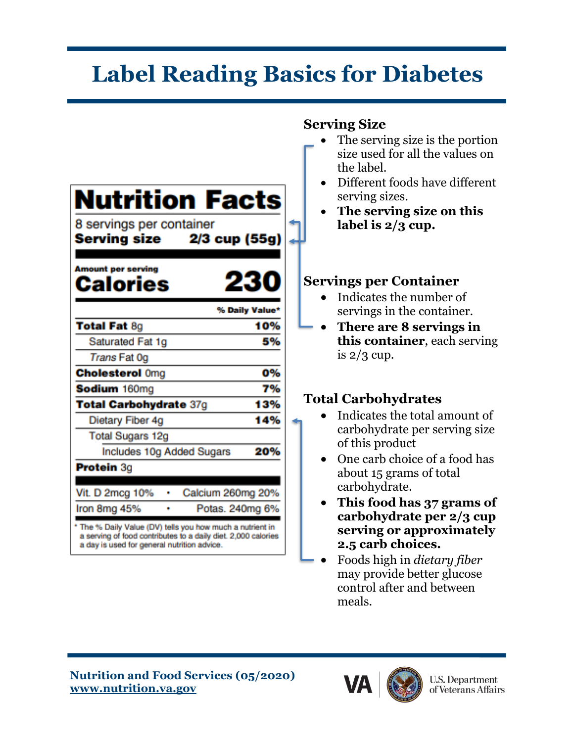# Label Reading Basics for Diabetes

## Nutrition Facts

8 servings per container

**Serving size** **2/3 cup (55g)**

| **Amount per serving** | |
|---|---|
| **Calories** | **230** |
| | **% Daily Value*** |
| **Total Fat** 8g | **10%** |
| Saturated Fat 1g | **5%** |
| *Trans* Fat 0g | |
| **Cholesterol** 0mg | **0%** |
| **Sodium** 160mg | **7%** |
| **Total Carbohydrate** 37g | **13%** |
| Dietary Fiber 4g | **14%** |
| Total Sugars 12g | |
| Includes 10g Added Sugars | **20%** |
| **Protein** 3g | |
| Vit. D 2mcg 10% | Calcium 260mg 20% |
| Iron 8mg 45% | Potas. 240mg 6% |

* The % Daily Value (DV) tells you how much a nutrient in a serving of food contributes to a daily diet. 2,000 calories a day is used for general nutrition advice.

### Serving Size

- The serving size is the portion size used for all the values on the label.
- Different foods have different serving sizes.
- **The serving size on this label is 2/3 cup.**

### Servings per Container

- Indicates the number of servings in the container.
- **There are 8 servings in this container**, each serving is 2/3 cup.

### Total Carbohydrates

- Indicates the total amount of carbohydrate per serving size of this product
- One carb choice of a food has about 15 grams of total carbohydrate.
- **This food has 37 grams of carbohydrate per 2/3 cup serving or approximately 2.5 carb choices.**
- Foods high in *dietary fiber* may provide better glucose control after and between meals.

**Nutrition and Food Services (05/2020)**
**www.nutrition.va.gov**

VA U.S. Department of Veterans Affairs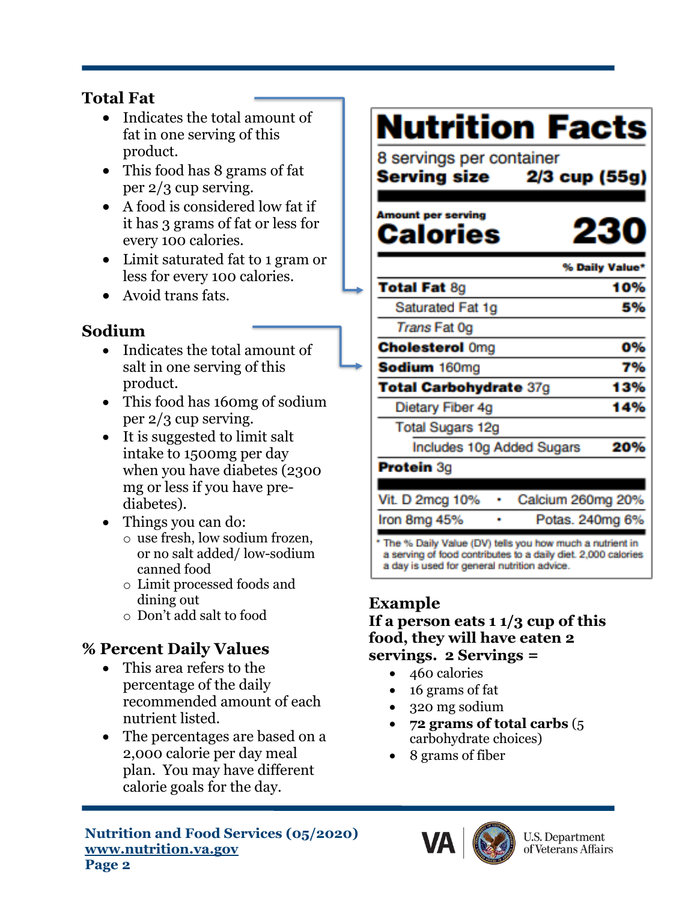## Total Fat

- Indicates the total amount of fat in one serving of this product.
- This food has 8 grams of fat per 2/3 cup serving.
- A food is considered low fat if it has 3 grams of fat or less for every 100 calories.
- Limit saturated fat to 1 gram or less for every 100 calories.
- Avoid trans fats.

## Sodium

- Indicates the total amount of salt in one serving of this product.
- This food has 160mg of sodium per 2/3 cup serving.
- It is suggested to limit salt intake to 1500mg per day when you have diabetes (2300 mg or less if you have pre-diabetes).
- Things you can do:
  - use fresh, low sodium frozen, or no salt added/ low-sodium canned food
  - Limit processed foods and dining out
  - Don't add salt to food

## % Percent Daily Values

- This area refers to the percentage of the daily recommended amount of each nutrient listed.
- The percentages are based on a 2,000 calorie per day meal plan. You may have different calorie goals for the day.

**Nutrition Facts**

8 servings per container

**Serving size 2/3 cup (55g)**

| | |
|---|---|
| **Amount per serving** | |
| **Calories** | **230** |
| | **% Daily Value*** |
| **Total Fat** 8g | **10%** |
| Saturated Fat 1g | **5%** |
| *Trans* Fat 0g | |
| **Cholesterol** 0mg | **0%** |
| **Sodium** 160mg | **7%** |
| **Total Carbohydrate** 37g | **13%** |
| Dietary Fiber 4g | **14%** |
| Total Sugars 12g | |
| Includes 10g Added Sugars | **20%** |
| **Protein** 3g | |
| Vit. D 2mcg 10% • Calcium 260mg 20% | |
| Iron 8mg 45% • Potas. 240mg 6% | |

\* The % Daily Value (DV) tells you how much a nutrient in a serving of food contributes to a daily diet. 2,000 calories a day is used for general nutrition advice.

## Example

**If a person eats 1 1/3 cup of this food, they will have eaten 2 servings. 2 Servings =**

- 460 calories
- 16 grams of fat
- 320 mg sodium
- **72 grams of total carbs** (5 carbohydrate choices)
- 8 grams of fiber

**Nutrition and Food Services (05/2020)**
**www.nutrition.va.gov**

VA U.S. Department of Veterans Affairs